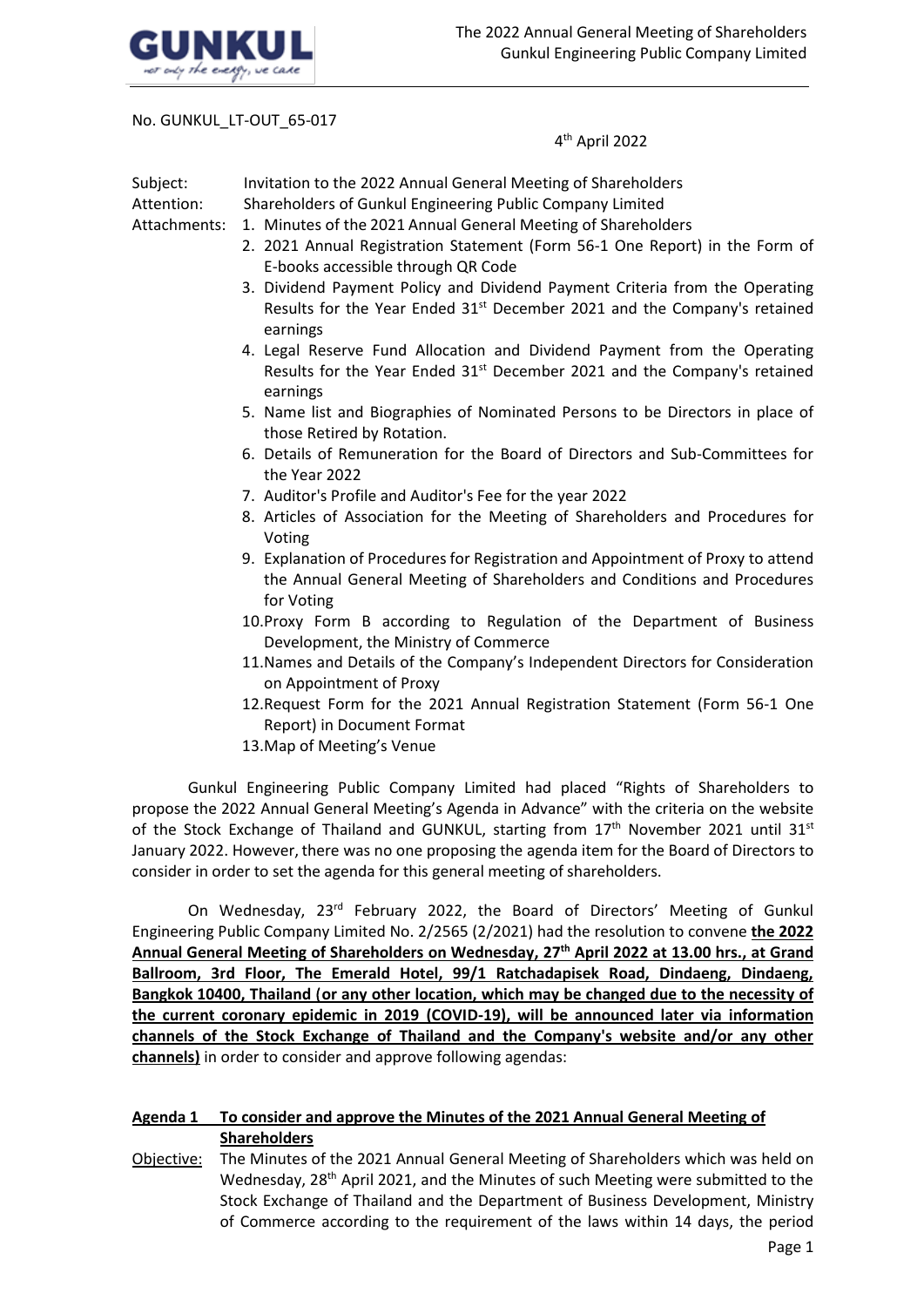No. GUNKUL_LT-OUT_65-017

4th April 2022

Subject: Invitation to the 2022 Annual General Meeting of Shareholders

Attention: Shareholders of Gunkul Engineering Public Company Limited

Attachments:
1. Minutes of the 2021 Annual General Meeting of Shareholders
2. 2021 Annual Registration Statement (Form 56-1 One Report) in the Form of E-books accessible through QR Code
3. Dividend Payment Policy and Dividend Payment Criteria from the Operating Results for the Year Ended 31st December 2021 and the Company's retained earnings
4. Legal Reserve Fund Allocation and Dividend Payment from the Operating Results for the Year Ended 31st December 2021 and the Company's retained earnings
5. Name list and Biographies of Nominated Persons to be Directors in place of those Retired by Rotation.
6. Details of Remuneration for the Board of Directors and Sub-Committees for the Year 2022
7. Auditor's Profile and Auditor's Fee for the year 2022
8. Articles of Association for the Meeting of Shareholders and Procedures for Voting
9. Explanation of Procedures for Registration and Appointment of Proxy to attend the Annual General Meeting of Shareholders and Conditions and Procedures for Voting
10. Proxy Form B according to Regulation of the Department of Business Development, the Ministry of Commerce
11. Names and Details of the Company's Independent Directors for Consideration on Appointment of Proxy
12. Request Form for the 2021 Annual Registration Statement (Form 56-1 One Report) in Document Format
13. Map of Meeting's Venue

Gunkul Engineering Public Company Limited had placed "Rights of Shareholders to propose the 2022 Annual General Meeting's Agenda in Advance" with the criteria on the website of the Stock Exchange of Thailand and GUNKUL, starting from 17th November 2021 until 31st January 2022. However, there was no one proposing the agenda item for the Board of Directors to consider in order to set the agenda for this general meeting of shareholders.

On Wednesday, 23rd February 2022, the Board of Directors' Meeting of Gunkul Engineering Public Company Limited No. 2/2565 (2/2021) had the resolution to convene **the 2022 Annual General Meeting of Shareholders on Wednesday, 27th April 2022 at 13.00 hrs., at Grand Ballroom, 3rd Floor, The Emerald Hotel, 99/1 Ratchadapisek Road, Dindaeng, Dindaeng, Bangkok 10400, Thailand (or any other location, which may be changed due to the necessity of the current coronary epidemic in 2019 (COVID-19), will be announced later via information channels of the Stock Exchange of Thailand and the Company's website and/or any other channels)** in order to consider and approve following agendas:

## Agenda 1 To consider and approve the Minutes of the 2021 Annual General Meeting of Shareholders

Objective: The Minutes of the 2021 Annual General Meeting of Shareholders which was held on Wednesday, 28th April 2021, and the Minutes of such Meeting were submitted to the Stock Exchange of Thailand and the Department of Business Development, Ministry of Commerce according to the requirement of the laws within 14 days, the period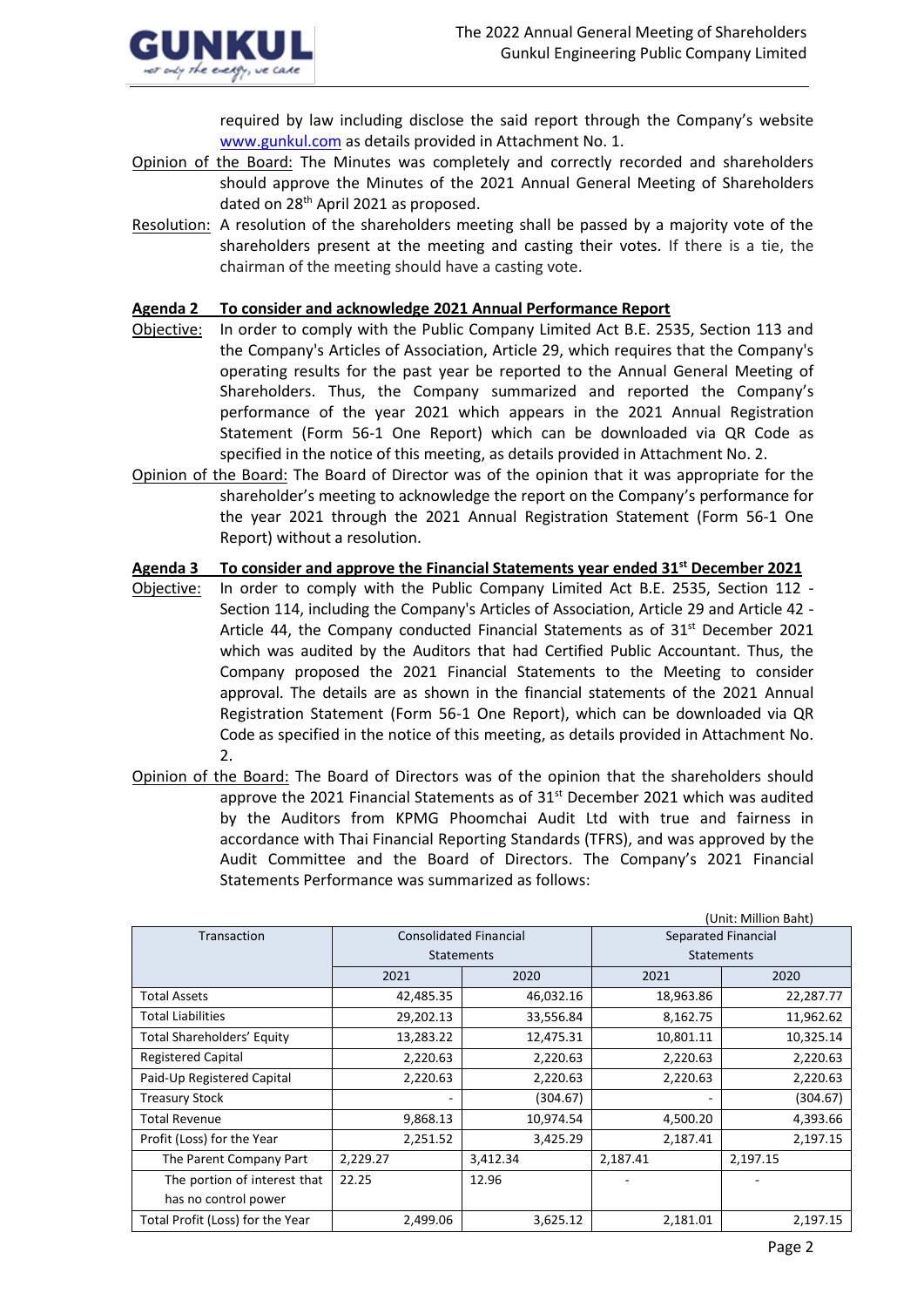required by law including disclose the said report through the Company's website www.gunkul.com as details provided in Attachment No. 1.

Opinion of the Board: The Minutes was completely and correctly recorded and shareholders should approve the Minutes of the 2021 Annual General Meeting of Shareholders dated on 28th April 2021 as proposed.

Resolution: A resolution of the shareholders meeting shall be passed by a majority vote of the shareholders present at the meeting and casting their votes. If there is a tie, the chairman of the meeting should have a casting vote.

**Agenda 2 To consider and acknowledge 2021 Annual Performance Report**

Objective: In order to comply with the Public Company Limited Act B.E. 2535, Section 113 and the Company's Articles of Association, Article 29, which requires that the Company's operating results for the past year be reported to the Annual General Meeting of Shareholders. Thus, the Company summarized and reported the Company's performance of the year 2021 which appears in the 2021 Annual Registration Statement (Form 56-1 One Report) which can be downloaded via QR Code as specified in the notice of this meeting, as details provided in Attachment No. 2.

Opinion of the Board: The Board of Director was of the opinion that it was appropriate for the shareholder's meeting to acknowledge the report on the Company's performance for the year 2021 through the 2021 Annual Registration Statement (Form 56-1 One Report) without a resolution.

**Agenda 3 To consider and approve the Financial Statements year ended 31st December 2021**

Objective: In order to comply with the Public Company Limited Act B.E. 2535, Section 112 - Section 114, including the Company's Articles of Association, Article 29 and Article 42 - Article 44, the Company conducted Financial Statements as of 31st December 2021 which was audited by the Auditors that had Certified Public Accountant. Thus, the Company proposed the 2021 Financial Statements to the Meeting to consider approval. The details are as shown in the financial statements of the 2021 Annual Registration Statement (Form 56-1 One Report), which can be downloaded via QR Code as specified in the notice of this meeting, as details provided in Attachment No. 2.

Opinion of the Board: The Board of Directors was of the opinion that the shareholders should approve the 2021 Financial Statements as of 31st December 2021 which was audited by the Auditors from KPMG Phoomchai Audit Ltd with true and fairness in accordance with Thai Financial Reporting Standards (TFRS), and was approved by the Audit Committee and the Board of Directors. The Company's 2021 Financial Statements Performance was summarized as follows:

(Unit: Million Baht)

| Transaction | Consolidated Financial Statements | | Separated Financial Statements | |
|---|---|---|---|---|
| | 2021 | 2020 | 2021 | 2020 |
| Total Assets | 42,485.35 | 46,032.16 | 18,963.86 | 22,287.77 |
| Total Liabilities | 29,202.13 | 33,556.84 | 8,162.75 | 11,962.62 |
| Total Shareholders' Equity | 13,283.22 | 12,475.31 | 10,801.11 | 10,325.14 |
| Registered Capital | 2,220.63 | 2,220.63 | 2,220.63 | 2,220.63 |
| Paid-Up Registered Capital | 2,220.63 | 2,220.63 | 2,220.63 | 2,220.63 |
| Treasury Stock | - | (304.67) | - | (304.67) |
| Total Revenue | 9,868.13 | 10,974.54 | 4,500.20 | 4,393.66 |
| Profit (Loss) for the Year | 2,251.52 | 3,425.29 | 2,187.41 | 2,197.15 |
| The Parent Company Part | 2,229.27 | 3,412.34 | 2,187.41 | 2,197.15 |
| The portion of interest that has no control power | 22.25 | 12.96 | - | - |
| Total Profit (Loss) for the Year | 2,499.06 | 3,625.12 | 2,181.01 | 2,197.15 |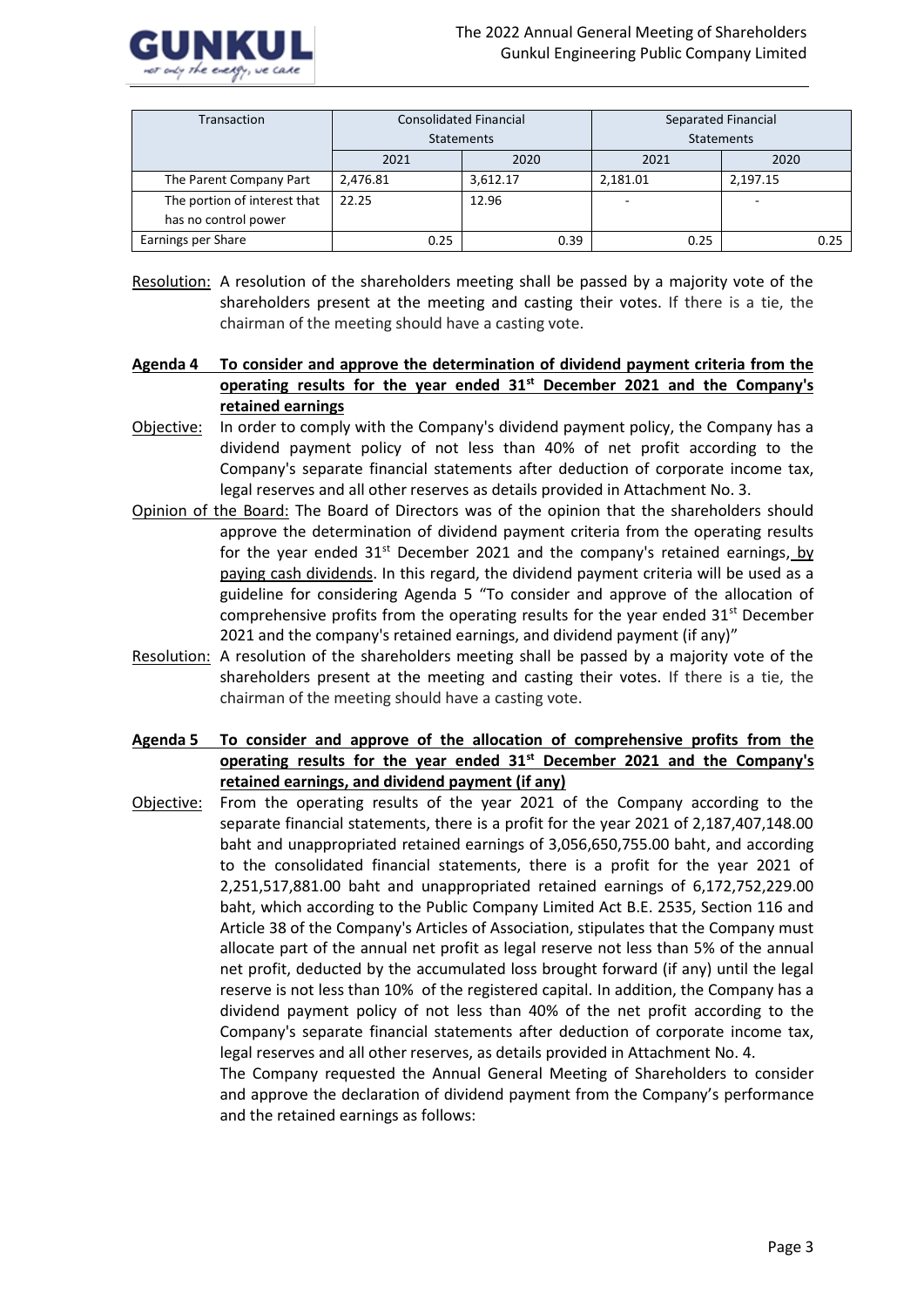| Transaction | Consolidated Financial Statements | | Separated Financial Statements | |
|---|---|---|---|---|
| | 2021 | 2020 | 2021 | 2020 |
| The Parent Company Part | 2,476.81 | 3,612.17 | 2,181.01 | 2,197.15 |
| The portion of interest that has no control power | 22.25 | 12.96 | - | - |
| Earnings per Share | 0.25 | 0.39 | 0.25 | 0.25 |

Resolution: A resolution of the shareholders meeting shall be passed by a majority vote of the shareholders present at the meeting and casting their votes. If there is a tie, the chairman of the meeting should have a casting vote.

**Agenda 4 To consider and approve the determination of dividend payment criteria from the operating results for the year ended 31st December 2021 and the Company's retained earnings**

Objective: In order to comply with the Company's dividend payment policy, the Company has a dividend payment policy of not less than 40% of net profit according to the Company's separate financial statements after deduction of corporate income tax, legal reserves and all other reserves as details provided in Attachment No. 3.

Opinion of the Board: The Board of Directors was of the opinion that the shareholders should approve the determination of dividend payment criteria from the operating results for the year ended 31st December 2021 and the company's retained earnings, by paying cash dividends. In this regard, the dividend payment criteria will be used as a guideline for considering Agenda 5 "To consider and approve of the allocation of comprehensive profits from the operating results for the year ended 31st December 2021 and the company's retained earnings, and dividend payment (if any)"

Resolution: A resolution of the shareholders meeting shall be passed by a majority vote of the shareholders present at the meeting and casting their votes. If there is a tie, the chairman of the meeting should have a casting vote.

**Agenda 5 To consider and approve of the allocation of comprehensive profits from the operating results for the year ended 31st December 2021 and the Company's retained earnings, and dividend payment (if any)**

Objective: From the operating results of the year 2021 of the Company according to the separate financial statements, there is a profit for the year 2021 of 2,187,407,148.00 baht and unappropriated retained earnings of 3,056,650,755.00 baht, and according to the consolidated financial statements, there is a profit for the year 2021 of 2,251,517,881.00 baht and unappropriated retained earnings of 6,172,752,229.00 baht, which according to the Public Company Limited Act B.E. 2535, Section 116 and Article 38 of the Company's Articles of Association, stipulates that the Company must allocate part of the annual net profit as legal reserve not less than 5% of the annual net profit, deducted by the accumulated loss brought forward (if any) until the legal reserve is not less than 10% of the registered capital. In addition, the Company has a dividend payment policy of not less than 40% of the net profit according to the Company's separate financial statements after deduction of corporate income tax, legal reserves and all other reserves, as details provided in Attachment No. 4.

The Company requested the Annual General Meeting of Shareholders to consider and approve the declaration of dividend payment from the Company's performance and the retained earnings as follows: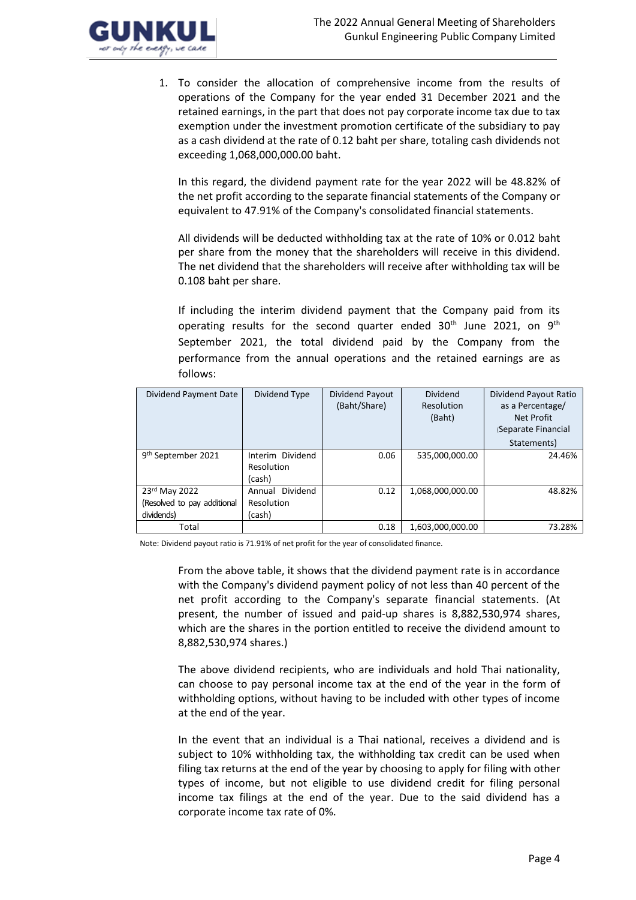1. To consider the allocation of comprehensive income from the results of operations of the Company for the year ended 31 December 2021 and the retained earnings, in the part that does not pay corporate income tax due to tax exemption under the investment promotion certificate of the subsidiary to pay as a cash dividend at the rate of 0.12 baht per share, totaling cash dividends not exceeding 1,068,000,000.00 baht.

   In this regard, the dividend payment rate for the year 2022 will be 48.82% of the net profit according to the separate financial statements of the Company or equivalent to 47.91% of the Company's consolidated financial statements.

   All dividends will be deducted withholding tax at the rate of 10% or 0.012 baht per share from the money that the shareholders will receive in this dividend. The net dividend that the shareholders will receive after withholding tax will be 0.108 baht per share.

   If including the interim dividend payment that the Company paid from its operating results for the second quarter ended 30th June 2021, on 9th September 2021, the total dividend paid by the Company from the performance from the annual operations and the retained earnings are as follows:

| Dividend Payment Date | Dividend Type | Dividend Payout (Baht/Share) | Dividend Resolution (Baht) | Dividend Payout Ratio as a Percentage/ Net Profit (Separate Financial Statements) |
|---|---|---|---|---|
| 9th September 2021 | Interim Dividend Resolution (cash) | 0.06 | 535,000,000.00 | 24.46% |
| 23rd May 2022 (Resolved to pay additional dividends) | Annual Dividend Resolution (cash) | 0.12 | 1,068,000,000.00 | 48.82% |
| Total | | 0.18 | 1,603,000,000.00 | 73.28% |

Note: Dividend payout ratio is 71.91% of net profit for the year of consolidated finance.

   From the above table, it shows that the dividend payment rate is in accordance with the Company's dividend payment policy of not less than 40 percent of the net profit according to the Company's separate financial statements. (At present, the number of issued and paid-up shares is 8,882,530,974 shares, which are the shares in the portion entitled to receive the dividend amount to 8,882,530,974 shares.)

   The above dividend recipients, who are individuals and hold Thai nationality, can choose to pay personal income tax at the end of the year in the form of withholding options, without having to be included with other types of income at the end of the year.

   In the event that an individual is a Thai national, receives a dividend and is subject to 10% withholding tax, the withholding tax credit can be used when filing tax returns at the end of the year by choosing to apply for filing with other types of income, but not eligible to use dividend credit for filing personal income tax filings at the end of the year. Due to the said dividend has a corporate income tax rate of 0%.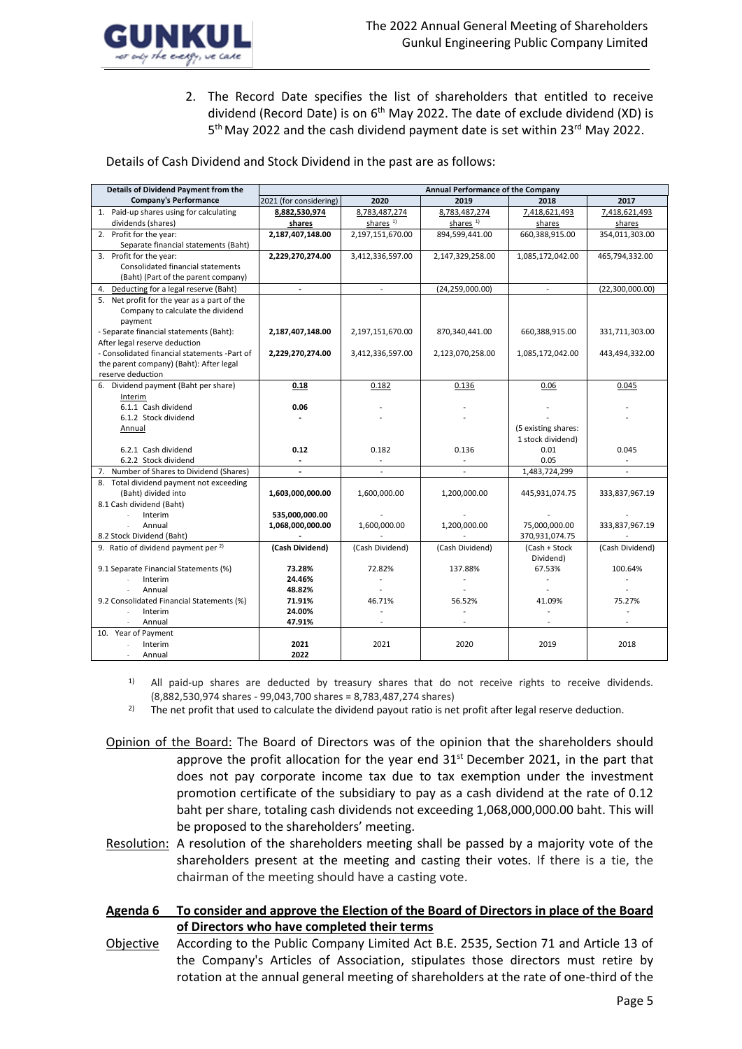2. The Record Date specifies the list of shareholders that entitled to receive dividend (Record Date) is on 6th May 2022. The date of exclude dividend (XD) is 5th May 2022 and the cash dividend payment date is set within 23rd May 2022.

Details of Cash Dividend and Stock Dividend in the past are as follows:

| Details of Dividend Payment from the Company's Performance | Annual Performance of the Company | | | | |
|---|---|---|---|---|---|
| | 2021 (for considering) | 2020 | 2019 | 2018 | 2017 |
| 1. Paid-up shares using for calculating dividends (shares) | **8,882,530,974 shares** | 8,783,487,274 shares [1] | 8,783,487,274 shares [1] | 7,418,621,493 shares | 7,418,621,493 shares |
| 2. Profit for the year: Separate financial statements (Baht) | **2,187,407,148.00** | 2,197,151,670.00 | 894,599,441.00 | 660,388,915.00 | 354,011,303.00 |
| 3. Profit for the year: Consolidated financial statements (Baht) (Part of the parent company) | **2,229,270,274.00** | 3,412,336,597.00 | 2,147,329,258.00 | 1,085,172,042.00 | 465,794,332.00 |
| 4. Deducting for a legal reserve (Baht) | **-** | - | (24,259,000.00) | - | (22,300,000.00) |
| 5. Net profit for the year as a part of the Company to calculate the dividend payment | | | | | |
| - Separate financial statements (Baht): After legal reserve deduction | **2,187,407,148.00** | 2,197,151,670.00 | 870,340,441.00 | 660,388,915.00 | 331,711,303.00 |
| - Consolidated financial statements -Part of the parent company) (Baht): After legal reserve deduction | **2,229,270,274.00** | 3,412,336,597.00 | 2,123,070,258.00 | 1,085,172,042.00 | 443,494,332.00 |
| 6. Dividend payment (Baht per share) | **0.18** | 0.182 | 0.136 | 0.06 | 0.045 |
| Interim | | | | | |
| 6.1.1 Cash dividend | **0.06** | - | - | - | - |
| 6.1.2 Stock dividend | **-** | - | - | - | - |
| Annual | | | | (5 existing shares: 1 stock dividend) | |
| 6.2.1 Cash dividend | **0.12** | 0.182 | 0.136 | 0.01 | 0.045 |
| 6.2.2 Stock dividend | **-** | - | - | 0.05 | - |
| 7. Number of Shares to Dividend (Shares) | **-** | - | - | 1,483,724,299 | - |
| 8. Total dividend payment not exceeding (Baht) divided into | **1,603,000,000.00** | 1,600,000.00 | 1,200,000.00 | 445,931,074.75 | 333,837,967.19 |
| 8.1 Cash dividend (Baht) | | | | | |
| - Interim | **535,000,000.00** | - | - | - | - |
| - Annual | **1,068,000,000.00** | 1,600,000.00 | 1,200,000.00 | 75,000,000.00 | 333,837,967.19 |
| 8.2 Stock Dividend (Baht) | **-** | - | - | 370,931,074.75 | - |
| 9. Ratio of dividend payment per [2] | **(Cash Dividend)** | (Cash Dividend) | (Cash Dividend) | (Cash + Stock Dividend) | (Cash Dividend) |
| 9.1 Separate Financial Statements (%) | **73.28%** | 72.82% | 137.88% | 67.53% | 100.64% |
| - Interim | **24.46%** | - | - | - | - |
| - Annual | **48.82%** | - | - | - | - |
| 9.2 Consolidated Financial Statements (%) | **71.91%** | 46.71% | 56.52% | 41.09% | 75.27% |
| - Interim | **24.00%** | - | - | - | - |
| - Annual | **47.91%** | - | - | - | - |
| 10. Year of Payment | | | | | |
| - Interim | **2021** | 2021 | 2020 | 2019 | 2018 |
| - Annual | **2022** | | | | |

[1] All paid-up shares are deducted by treasury shares that do not receive rights to receive dividends. (8,882,530,974 shares - 99,043,700 shares = 8,783,487,274 shares)

[2] The net profit that used to calculate the dividend payout ratio is net profit after legal reserve deduction.

Opinion of the Board: The Board of Directors was of the opinion that the shareholders should approve the profit allocation for the year end 31st December 2021, in the part that does not pay corporate income tax due to tax exemption under the investment promotion certificate of the subsidiary to pay as a cash dividend at the rate of 0.12 baht per share, totaling cash dividends not exceeding 1,068,000,000.00 baht. This will be proposed to the shareholders' meeting.

Resolution: A resolution of the shareholders meeting shall be passed by a majority vote of the shareholders present at the meeting and casting their votes. If there is a tie, the chairman of the meeting should have a casting vote.

## Agenda 6 To consider and approve the Election of the Board of Directors in place of the Board of Directors who have completed their terms

Objective According to the Public Company Limited Act B.E. 2535, Section 71 and Article 13 of the Company's Articles of Association, stipulates those directors must retire by rotation at the annual general meeting of shareholders at the rate of one-third of the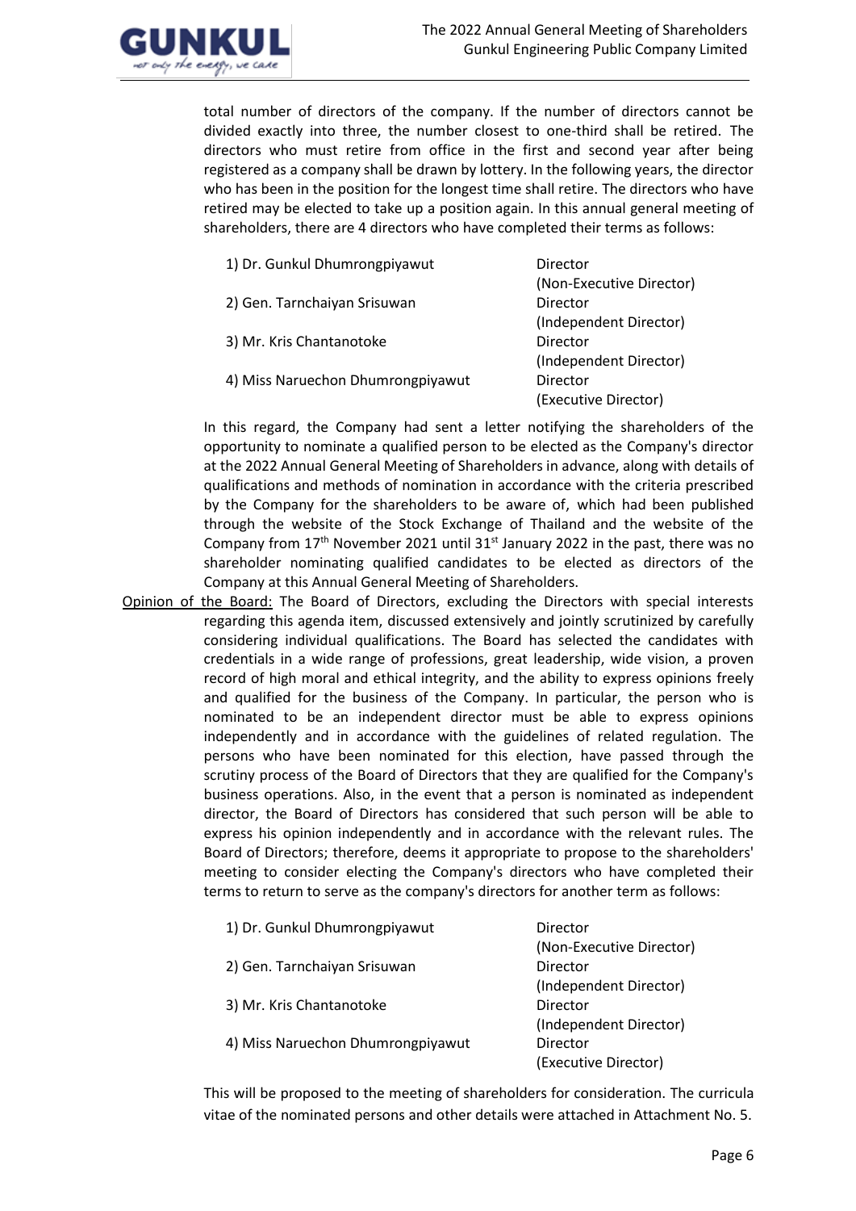total number of directors of the company. If the number of directors cannot be divided exactly into three, the number closest to one-third shall be retired. The directors who must retire from office in the first and second year after being registered as a company shall be drawn by lottery. In the following years, the director who has been in the position for the longest time shall retire. The directors who have retired may be elected to take up a position again. In this annual general meeting of shareholders, there are 4 directors who have completed their terms as follows:

| | |
|---|---|
| 1) Dr. Gunkul Dhumrongpiyawut | Director (Non-Executive Director) |
| 2) Gen. Tarnchaiyan Srisuwan | Director (Independent Director) |
| 3) Mr. Kris Chantanotoke | Director (Independent Director) |
| 4) Miss Naruechon Dhumrongpiyawut | Director (Executive Director) |

In this regard, the Company had sent a letter notifying the shareholders of the opportunity to nominate a qualified person to be elected as the Company's director at the 2022 Annual General Meeting of Shareholders in advance, along with details of qualifications and methods of nomination in accordance with the criteria prescribed by the Company for the shareholders to be aware of, which had been published through the website of the Stock Exchange of Thailand and the website of the Company from 17th November 2021 until 31st January 2022 in the past, there was no shareholder nominating qualified candidates to be elected as directors of the Company at this Annual General Meeting of Shareholders.

Opinion of the Board: The Board of Directors, excluding the Directors with special interests regarding this agenda item, discussed extensively and jointly scrutinized by carefully considering individual qualifications. The Board has selected the candidates with credentials in a wide range of professions, great leadership, wide vision, a proven record of high moral and ethical integrity, and the ability to express opinions freely and qualified for the business of the Company. In particular, the person who is nominated to be an independent director must be able to express opinions independently and in accordance with the guidelines of related regulation. The persons who have been nominated for this election, have passed through the scrutiny process of the Board of Directors that they are qualified for the Company's business operations. Also, in the event that a person is nominated as independent director, the Board of Directors has considered that such person will be able to express his opinion independently and in accordance with the relevant rules. The Board of Directors; therefore, deems it appropriate to propose to the shareholders' meeting to consider electing the Company's directors who have completed their terms to return to serve as the company's directors for another term as follows:

| | |
|---|---|
| 1) Dr. Gunkul Dhumrongpiyawut | Director (Non-Executive Director) |
| 2) Gen. Tarnchaiyan Srisuwan | Director (Independent Director) |
| 3) Mr. Kris Chantanotoke | Director (Independent Director) |
| 4) Miss Naruechon Dhumrongpiyawut | Director (Executive Director) |

This will be proposed to the meeting of shareholders for consideration. The curricula vitae of the nominated persons and other details were attached in Attachment No. 5.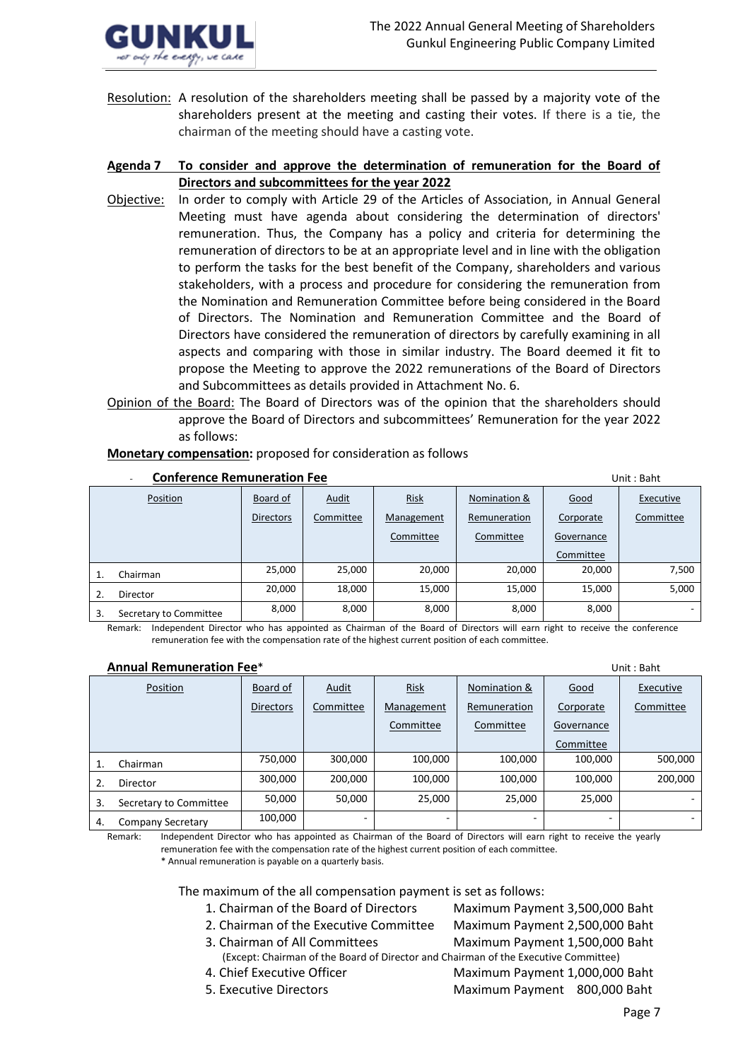Resolution: A resolution of the shareholders meeting shall be passed by a majority vote of the shareholders present at the meeting and casting their votes. If there is a tie, the chairman of the meeting should have a casting vote.

**Agenda 7 To consider and approve the determination of remuneration for the Board of Directors and subcommittees for the year 2022**

Objective: In order to comply with Article 29 of the Articles of Association, in Annual General Meeting must have agenda about considering the determination of directors' remuneration. Thus, the Company has a policy and criteria for determining the remuneration of directors to be at an appropriate level and in line with the obligation to perform the tasks for the best benefit of the Company, shareholders and various stakeholders, with a process and procedure for considering the remuneration from the Nomination and Remuneration Committee before being considered in the Board of Directors. The Nomination and Remuneration Committee and the Board of Directors have considered the remuneration of directors by carefully examining in all aspects and comparing with those in similar industry. The Board deemed it fit to propose the Meeting to approve the 2022 remunerations of the Board of Directors and Subcommittees as details provided in Attachment No. 6.

Opinion of the Board: The Board of Directors was of the opinion that the shareholders should approve the Board of Directors and subcommittees' Remuneration for the year 2022 as follows:

**Monetary compensation:** proposed for consideration as follows

- **Conference Remuneration Fee**

Unit : Baht

| Position | Board of Directors | Audit Committee | Risk Management Committee | Nomination & Remuneration Committee | Good Corporate Governance Committee | Executive Committee |
|---|---|---|---|---|---|---|
| 1. Chairman | 25,000 | 25,000 | 20,000 | 20,000 | 20,000 | 7,500 |
| 2. Director | 20,000 | 18,000 | 15,000 | 15,000 | 15,000 | 5,000 |
| 3. Secretary to Committee | 8,000 | 8,000 | 8,000 | 8,000 | 8,000 | - |

Remark: Independent Director who has appointed as Chairman of the Board of Directors will earn right to receive the conference remuneration fee with the compensation rate of the highest current position of each committee.

**Annual Remuneration Fee***

Unit : Baht

| Position | Board of Directors | Audit Committee | Risk Management Committee | Nomination & Remuneration Committee | Good Corporate Governance Committee | Executive Committee |
|---|---|---|---|---|---|---|
| 1. Chairman | 750,000 | 300,000 | 100,000 | 100,000 | 100,000 | 500,000 |
| 2. Director | 300,000 | 200,000 | 100,000 | 100,000 | 100,000 | 200,000 |
| 3. Secretary to Committee | 50,000 | 50,000 | 25,000 | 25,000 | 25,000 | - |
| 4. Company Secretary | 100,000 | - | - | - | - | - |

Remark: Independent Director who has appointed as Chairman of the Board of Directors will earn right to receive the yearly remuneration fee with the compensation rate of the highest current position of each committee.
* Annual remuneration is payable on a quarterly basis.

The maximum of the all compensation payment is set as follows:

1. Chairman of the Board of Directors — Maximum Payment 3,500,000 Baht
2. Chairman of the Executive Committee — Maximum Payment 2,500,000 Baht
3. Chairman of All Committees — Maximum Payment 1,500,000 Baht
   (Except: Chairman of the Board of Director and Chairman of the Executive Committee)
4. Chief Executive Officer — Maximum Payment 1,000,000 Baht
5. Executive Directors — Maximum Payment 800,000 Baht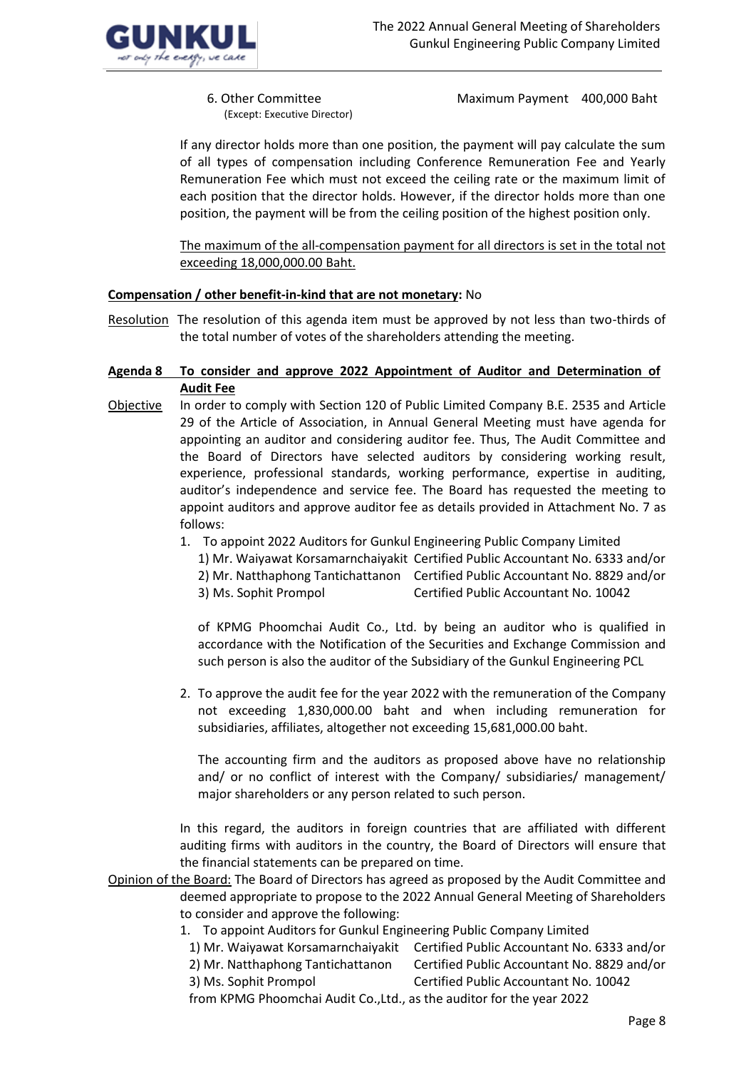6. Other Committee (Except: Executive Director) Maximum Payment 400,000 Baht

If any director holds more than one position, the payment will pay calculate the sum of all types of compensation including Conference Remuneration Fee and Yearly Remuneration Fee which must not exceed the ceiling rate or the maximum limit of each position that the director holds. However, if the director holds more than one position, the payment will be from the ceiling position of the highest position only.

The maximum of the all-compensation payment for all directors is set in the total not exceeding 18,000,000.00 Baht.

**Compensation / other benefit-in-kind that are not monetary:** No

Resolution The resolution of this agenda item must be approved by not less than two-thirds of the total number of votes of the shareholders attending the meeting.

**Agenda 8 To consider and approve 2022 Appointment of Auditor and Determination of Audit Fee**

Objective In order to comply with Section 120 of Public Limited Company B.E. 2535 and Article 29 of the Article of Association, in Annual General Meeting must have agenda for appointing an auditor and considering auditor fee. Thus, The Audit Committee and the Board of Directors have selected auditors by considering working result, experience, professional standards, working performance, expertise in auditing, auditor's independence and service fee. The Board has requested the meeting to appoint auditors and approve auditor fee as details provided in Attachment No. 7 as follows:

1. To appoint 2022 Auditors for Gunkul Engineering Public Company Limited
   1) Mr. Waiyawat Korsamarnchaiyakit Certified Public Accountant No. 6333 and/or
   2) Mr. Natthaphong Tantichattanon Certified Public Accountant No. 8829 and/or
   3) Ms. Sophit Prompol Certified Public Accountant No. 10042

   of KPMG Phoomchai Audit Co., Ltd. by being an auditor who is qualified in accordance with the Notification of the Securities and Exchange Commission and such person is also the auditor of the Subsidiary of the Gunkul Engineering PCL

2. To approve the audit fee for the year 2022 with the remuneration of the Company not exceeding 1,830,000.00 baht and when including remuneration for subsidiaries, affiliates, altogether not exceeding 15,681,000.00 baht.

   The accounting firm and the auditors as proposed above have no relationship and/ or no conflict of interest with the Company/ subsidiaries/ management/ major shareholders or any person related to such person.

In this regard, the auditors in foreign countries that are affiliated with different auditing firms with auditors in the country, the Board of Directors will ensure that the financial statements can be prepared on time.

Opinion of the Board: The Board of Directors has agreed as proposed by the Audit Committee and deemed appropriate to propose to the 2022 Annual General Meeting of Shareholders to consider and approve the following:

1. To appoint Auditors for Gunkul Engineering Public Company Limited
   1) Mr. Waiyawat Korsamarnchaiyakit Certified Public Accountant No. 6333 and/or
   2) Mr. Natthaphong Tantichattanon Certified Public Accountant No. 8829 and/or
   3) Ms. Sophit Prompol Certified Public Accountant No. 10042

   from KPMG Phoomchai Audit Co.,Ltd., as the auditor for the year 2022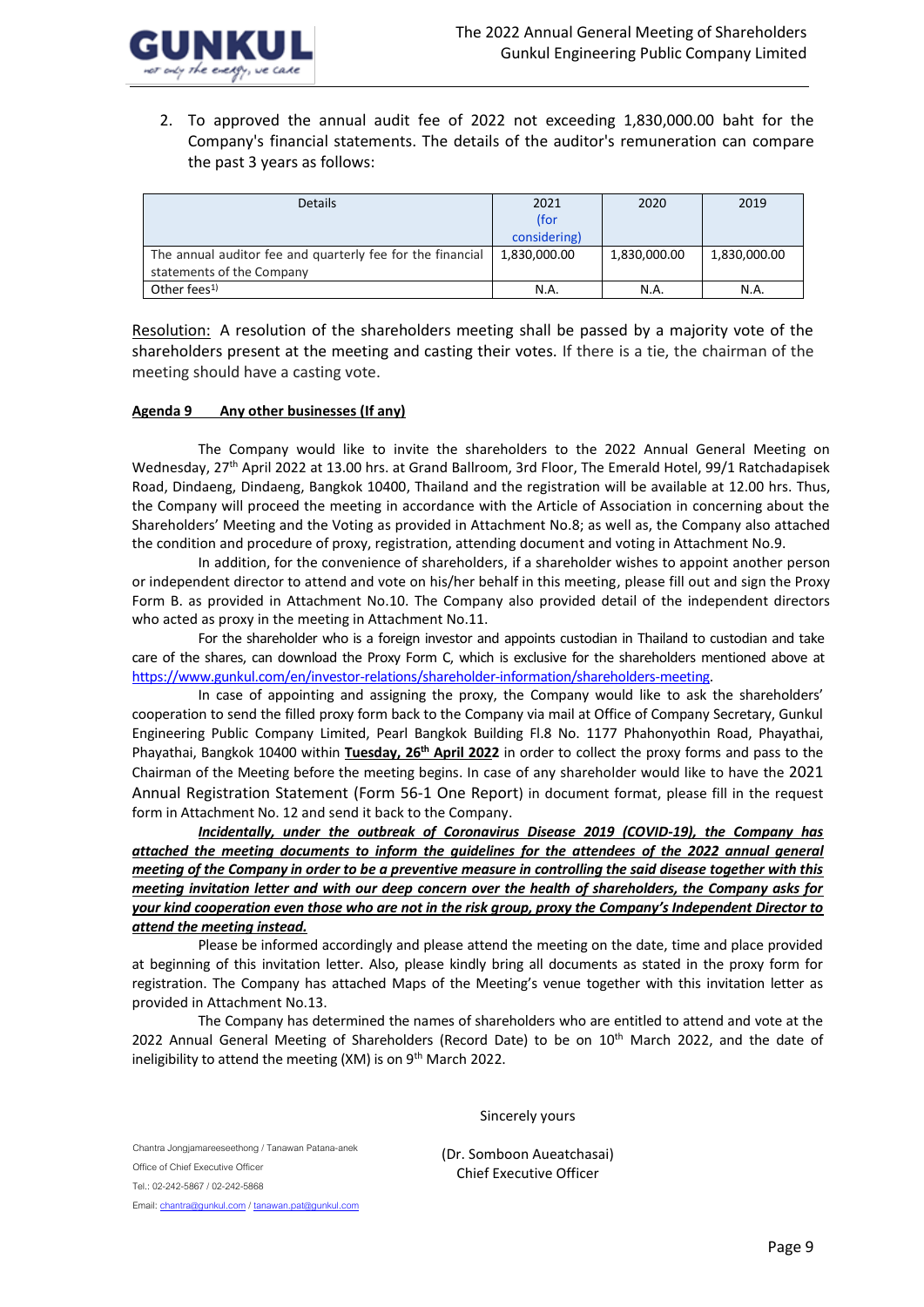2. To approved the annual audit fee of 2022 not exceeding 1,830,000.00 baht for the Company's financial statements. The details of the auditor's remuneration can compare the past 3 years as follows:

| Details | 2021 (for considering) | 2020 | 2019 |
|---|---|---|---|
| The annual auditor fee and quarterly fee for the financial statements of the Company | 1,830,000.00 | 1,830,000.00 | 1,830,000.00 |
| Other fees[1)] | N.A. | N.A. | N.A. |

Resolution: A resolution of the shareholders meeting shall be passed by a majority vote of the shareholders present at the meeting and casting their votes. If there is a tie, the chairman of the meeting should have a casting vote.

**Agenda 9 Any other businesses (If any)**

The Company would like to invite the shareholders to the 2022 Annual General Meeting on Wednesday, 27th April 2022 at 13.00 hrs. at Grand Ballroom, 3rd Floor, The Emerald Hotel, 99/1 Ratchadapisek Road, Dindaeng, Dindaeng, Bangkok 10400, Thailand and the registration will be available at 12.00 hrs. Thus, the Company will proceed the meeting in accordance with the Article of Association in concerning about the Shareholders' Meeting and the Voting as provided in Attachment No.8; as well as, the Company also attached the condition and procedure of proxy, registration, attending document and voting in Attachment No.9.

In addition, for the convenience of shareholders, if a shareholder wishes to appoint another person or independent director to attend and vote on his/her behalf in this meeting, please fill out and sign the Proxy Form B. as provided in Attachment No.10. The Company also provided detail of the independent directors who acted as proxy in the meeting in Attachment No.11.

For the shareholder who is a foreign investor and appoints custodian in Thailand to custodian and take care of the shares, can download the Proxy Form C, which is exclusive for the shareholders mentioned above at https://www.gunkul.com/en/investor-relations/shareholder-information/shareholders-meeting.

In case of appointing and assigning the proxy, the Company would like to ask the shareholders' cooperation to send the filled proxy form back to the Company via mail at Office of Company Secretary, Gunkul Engineering Public Company Limited, Pearl Bangkok Building Fl.8 No. 1177 Phahonyothin Road, Phayathai, Phayathai, Bangkok 10400 within **Tuesday, 26th April 2022** in order to collect the proxy forms and pass to the Chairman of the Meeting before the meeting begins. In case of any shareholder would like to have the 2021 Annual Registration Statement (Form 56-1 One Report) in document format, please fill in the request form in Attachment No. 12 and send it back to the Company.

***Incidentally, under the outbreak of Coronavirus Disease 2019 (COVID-19), the Company has attached the meeting documents to inform the guidelines for the attendees of the 2022 annual general meeting of the Company in order to be a preventive measure in controlling the said disease together with this meeting invitation letter and with our deep concern over the health of shareholders, the Company asks for your kind cooperation even those who are not in the risk group, proxy the Company's Independent Director to attend the meeting instead.***

Please be informed accordingly and please attend the meeting on the date, time and place provided at beginning of this invitation letter. Also, please kindly bring all documents as stated in the proxy form for registration. The Company has attached Maps of the Meeting's venue together with this invitation letter as provided in Attachment No.13.

The Company has determined the names of shareholders who are entitled to attend and vote at the 2022 Annual General Meeting of Shareholders (Record Date) to be on 10th March 2022, and the date of ineligibility to attend the meeting (XM) is on 9th March 2022.

Sincerely yours

(Dr. Somboon Aueatchasai)
Chief Executive Officer

Chantra Jongjamareeseethong / Tanawan Patana-anek
Office of Chief Executive Officer
Tel.: 02-242-5867 / 02-242-5868
Email: chantra@gunkul.com / tanawan.pat@gunkul.com